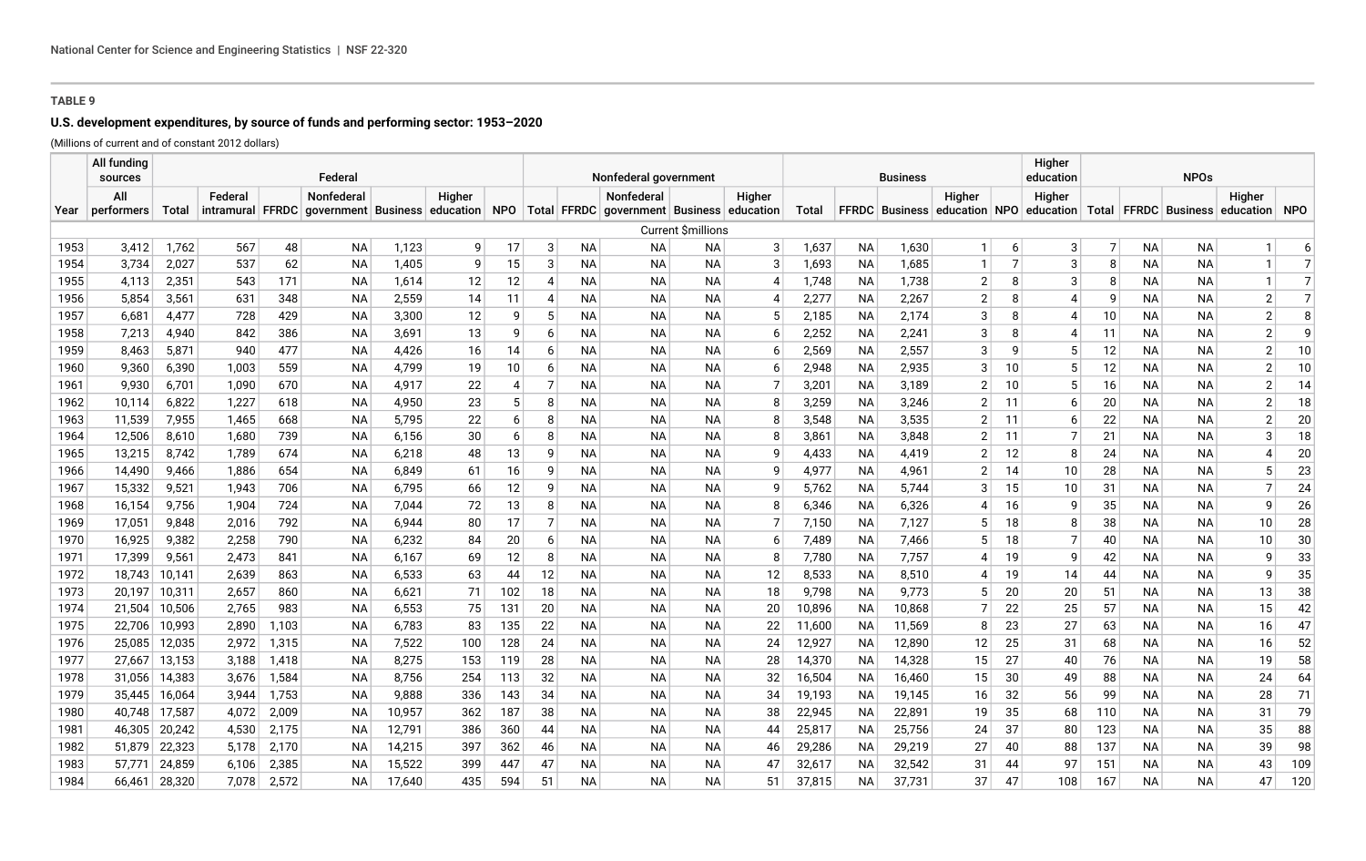**TABLE 9**

**U.S. development expenditures, by source of funds and performing sector: 1953–2020**

(Millions of current and of constant 2012 dollars)

| | All funding sources | Federal | | | | | | | Nonfederal government | | | | | Business | | | | | Higher education | NPOs | | | | |
|---|---|---|---|---|---|---|---|---|---|---|---|---|---|---|---|---|---|---|---|---|---|---|---|---|
| Year | All performers | Total | Federal intramural | FFRDC | Nonfederal government | Business | Higher education | NPO | Total | FFRDC | Nonfederal government | Business | Higher education | Total | FFRDC | Business | Higher education | NPO | Higher education | Total | FFRDC | Business | Higher education | NPO |
| | | | | | | | | | | | | Current $millions | | | | | | | | | | | | |
| 1953 | 3,412 | 1,762 | 567 | 48 | NA | 1,123 | 9 | 17 | 3 | NA | NA | NA | 3 | 1,637 | NA | 1,630 | 1 | 6 | 3 | 7 | NA | NA | 1 | 6 |
| 1954 | 3,734 | 2,027 | 537 | 62 | NA | 1,405 | 9 | 15 | 3 | NA | NA | NA | 3 | 1,693 | NA | 1,685 | 1 | 7 | 3 | 8 | NA | NA | 1 | 7 |
| 1955 | 4,113 | 2,351 | 543 | 171 | NA | 1,614 | 12 | 12 | 4 | NA | NA | NA | 4 | 1,748 | NA | 1,738 | 2 | 8 | 3 | 8 | NA | NA | 1 | 7 |
| 1956 | 5,854 | 3,561 | 631 | 348 | NA | 2,559 | 14 | 11 | 4 | NA | NA | NA | 4 | 2,277 | NA | 2,267 | 2 | 8 | 4 | 9 | NA | NA | 2 | 7 |
| 1957 | 6,681 | 4,477 | 728 | 429 | NA | 3,300 | 12 | 9 | 5 | NA | NA | NA | 5 | 2,185 | NA | 2,174 | 3 | 8 | 4 | 10 | NA | NA | 2 | 8 |
| 1958 | 7,213 | 4,940 | 842 | 386 | NA | 3,691 | 13 | 9 | 6 | NA | NA | NA | 6 | 2,252 | NA | 2,241 | 3 | 8 | 4 | 11 | NA | NA | 2 | 9 |
| 1959 | 8,463 | 5,871 | 940 | 477 | NA | 4,426 | 16 | 14 | 6 | NA | NA | NA | 6 | 2,569 | NA | 2,557 | 3 | 9 | 5 | 12 | NA | NA | 2 | 10 |
| 1960 | 9,360 | 6,390 | 1,003 | 559 | NA | 4,799 | 19 | 10 | 6 | NA | NA | NA | 6 | 2,948 | NA | 2,935 | 3 | 10 | 5 | 12 | NA | NA | 2 | 10 |
| 1961 | 9,930 | 6,701 | 1,090 | 670 | NA | 4,917 | 22 | 4 | 7 | NA | NA | NA | 7 | 3,201 | NA | 3,189 | 2 | 10 | 5 | 16 | NA | NA | 2 | 14 |
| 1962 | 10,114 | 6,822 | 1,227 | 618 | NA | 4,950 | 23 | 5 | 8 | NA | NA | NA | 8 | 3,259 | NA | 3,246 | 2 | 11 | 6 | 20 | NA | NA | 2 | 18 |
| 1963 | 11,539 | 7,955 | 1,465 | 668 | NA | 5,795 | 22 | 6 | 8 | NA | NA | NA | 8 | 3,548 | NA | 3,535 | 2 | 11 | 6 | 22 | NA | NA | 2 | 20 |
| 1964 | 12,506 | 8,610 | 1,680 | 739 | NA | 6,156 | 30 | 6 | 8 | NA | NA | NA | 8 | 3,861 | NA | 3,848 | 2 | 11 | 7 | 21 | NA | NA | 3 | 18 |
| 1965 | 13,215 | 8,742 | 1,789 | 674 | NA | 6,218 | 48 | 13 | 9 | NA | NA | NA | 9 | 4,433 | NA | 4,419 | 2 | 12 | 8 | 24 | NA | NA | 4 | 20 |
| 1966 | 14,490 | 9,466 | 1,886 | 654 | NA | 6,849 | 61 | 16 | 9 | NA | NA | NA | 9 | 4,977 | NA | 4,961 | 2 | 14 | 10 | 28 | NA | NA | 5 | 23 |
| 1967 | 15,332 | 9,521 | 1,943 | 706 | NA | 6,795 | 66 | 12 | 9 | NA | NA | NA | 9 | 5,762 | NA | 5,744 | 3 | 15 | 10 | 31 | NA | NA | 7 | 24 |
| 1968 | 16,154 | 9,756 | 1,904 | 724 | NA | 7,044 | 72 | 13 | 8 | NA | NA | NA | 8 | 6,346 | NA | 6,326 | 4 | 16 | 9 | 35 | NA | NA | 9 | 26 |
| 1969 | 17,051 | 9,848 | 2,016 | 792 | NA | 6,944 | 80 | 17 | 7 | NA | NA | NA | 7 | 7,150 | NA | 7,127 | 5 | 18 | 8 | 38 | NA | NA | 10 | 28 |
| 1970 | 16,925 | 9,382 | 2,258 | 790 | NA | 6,232 | 84 | 20 | 6 | NA | NA | NA | 6 | 7,489 | NA | 7,466 | 5 | 18 | 7 | 40 | NA | NA | 10 | 30 |
| 1971 | 17,399 | 9,561 | 2,473 | 841 | NA | 6,167 | 69 | 12 | 8 | NA | NA | NA | 8 | 7,780 | NA | 7,757 | 4 | 19 | 9 | 42 | NA | NA | 9 | 33 |
| 1972 | 18,743 | 10,141 | 2,639 | 863 | NA | 6,533 | 63 | 44 | 12 | NA | NA | NA | 12 | 8,533 | NA | 8,510 | 4 | 19 | 14 | 44 | NA | NA | 9 | 35 |
| 1973 | 20,197 | 10,311 | 2,657 | 860 | NA | 6,621 | 71 | 102 | 18 | NA | NA | NA | 18 | 9,798 | NA | 9,773 | 5 | 20 | 20 | 51 | NA | NA | 13 | 38 |
| 1974 | 21,504 | 10,506 | 2,765 | 983 | NA | 6,553 | 75 | 131 | 20 | NA | NA | NA | 20 | 10,896 | NA | 10,868 | 7 | 22 | 25 | 57 | NA | NA | 15 | 42 |
| 1975 | 22,706 | 10,993 | 2,890 | 1,103 | NA | 6,783 | 83 | 135 | 22 | NA | NA | NA | 22 | 11,600 | NA | 11,569 | 8 | 23 | 27 | 63 | NA | NA | 16 | 47 |
| 1976 | 25,085 | 12,035 | 2,972 | 1,315 | NA | 7,522 | 100 | 128 | 24 | NA | NA | NA | 24 | 12,927 | NA | 12,890 | 12 | 25 | 31 | 68 | NA | NA | 16 | 52 |
| 1977 | 27,667 | 13,153 | 3,188 | 1,418 | NA | 8,275 | 153 | 119 | 28 | NA | NA | NA | 28 | 14,370 | NA | 14,328 | 15 | 27 | 40 | 76 | NA | NA | 19 | 58 |
| 1978 | 31,056 | 14,383 | 3,676 | 1,584 | NA | 8,756 | 254 | 113 | 32 | NA | NA | NA | 32 | 16,504 | NA | 16,460 | 15 | 30 | 49 | 88 | NA | NA | 24 | 64 |
| 1979 | 35,445 | 16,064 | 3,944 | 1,753 | NA | 9,888 | 336 | 143 | 34 | NA | NA | NA | 34 | 19,193 | NA | 19,145 | 16 | 32 | 56 | 99 | NA | NA | 28 | 71 |
| 1980 | 40,748 | 17,587 | 4,072 | 2,009 | NA | 10,957 | 362 | 187 | 38 | NA | NA | NA | 38 | 22,945 | NA | 22,891 | 19 | 35 | 68 | 110 | NA | NA | 31 | 79 |
| 1981 | 46,305 | 20,242 | 4,530 | 2,175 | NA | 12,791 | 386 | 360 | 44 | NA | NA | NA | 44 | 25,817 | NA | 25,756 | 24 | 37 | 80 | 123 | NA | NA | 35 | 88 |
| 1982 | 51,879 | 22,323 | 5,178 | 2,170 | NA | 14,215 | 397 | 362 | 46 | NA | NA | NA | 46 | 29,286 | NA | 29,219 | 27 | 40 | 88 | 137 | NA | NA | 39 | 98 |
| 1983 | 57,771 | 24,859 | 6,106 | 2,385 | NA | 15,522 | 399 | 447 | 47 | NA | NA | NA | 47 | 32,617 | NA | 32,542 | 31 | 44 | 97 | 151 | NA | NA | 43 | 109 |
| 1984 | 66,461 | 28,320 | 7,078 | 2,572 | NA | 17,640 | 435 | 594 | 51 | NA | NA | NA | 51 | 37,815 | NA | 37,731 | 37 | 47 | 108 | 167 | NA | NA | 47 | 120 |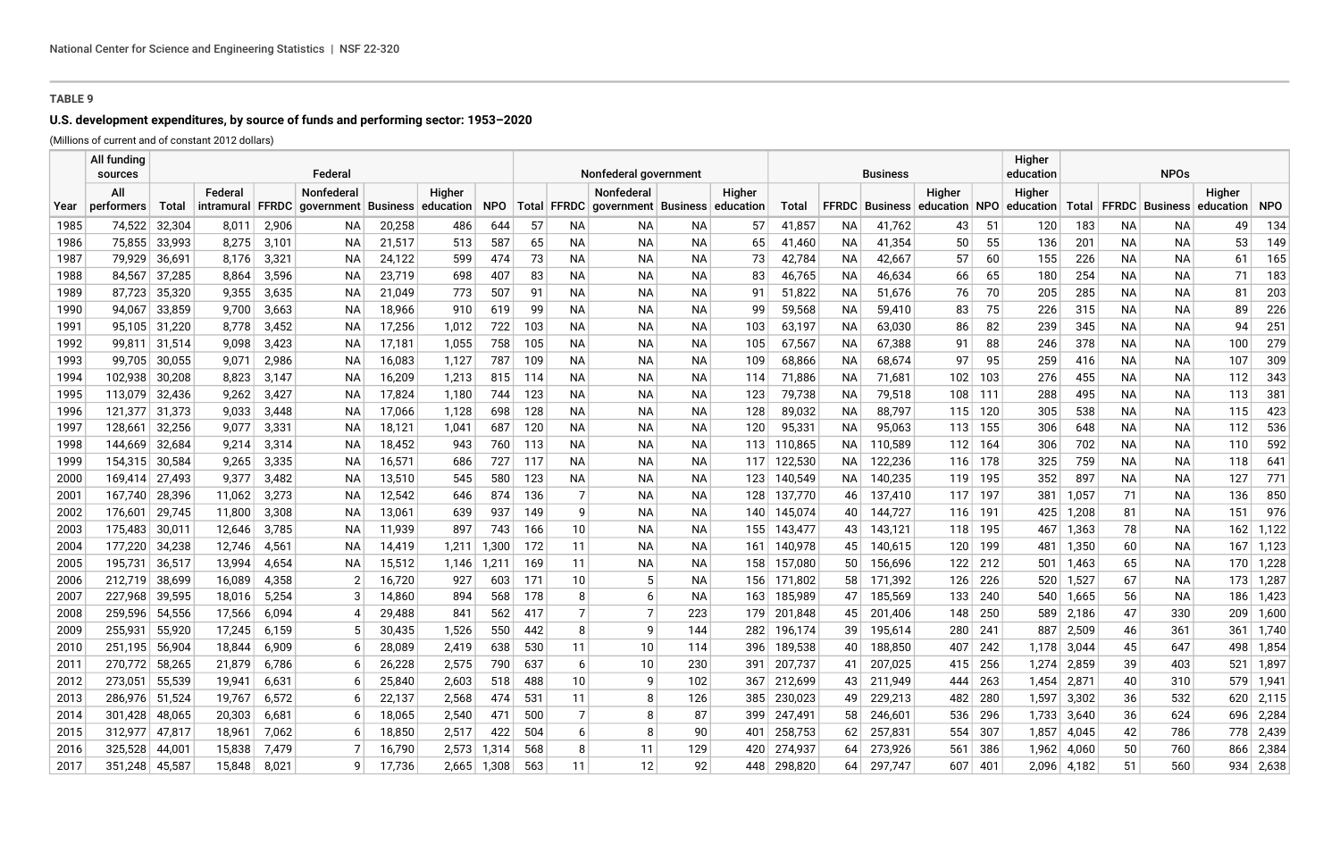**TABLE 9**

**U.S. development expenditures, by source of funds and performing sector: 1953–2020**

(Millions of current and of constant 2012 dollars)

| | All funding sources | Federal | | | | | | | Nonfederal government | | | | | Business | | | | | Higher education | NPOs | | | | |
|---|---|---|---|---|---|---|---|---|---|---|---|---|---|---|---|---|---|---|---|---|---|---|---|---|
| Year | All performers | Total | Federal intramural | FFRDC | Nonfederal government | Business | Higher education | NPO | Total | FFRDC | Nonfederal government | Business | Higher education | Total | FFRDC | Business | Higher education | NPO | Higher education | Total | FFRDC | Business | Higher education | NPO |
| 1985 | 74,522 | 32,304 | 8,011 | 2,906 | NA | 20,258 | 486 | 644 | 57 | NA | NA | NA | 57 | 41,857 | NA | 41,762 | 43 | 51 | 120 | 183 | NA | NA | 49 | 134 |
| 1986 | 75,855 | 33,993 | 8,275 | 3,101 | NA | 21,517 | 513 | 587 | 65 | NA | NA | NA | 65 | 41,460 | NA | 41,354 | 50 | 55 | 136 | 201 | NA | NA | 53 | 149 |
| 1987 | 79,929 | 36,691 | 8,176 | 3,321 | NA | 24,122 | 599 | 474 | 73 | NA | NA | NA | 73 | 42,784 | NA | 42,667 | 57 | 60 | 155 | 226 | NA | NA | 61 | 165 |
| 1988 | 84,567 | 37,285 | 8,864 | 3,596 | NA | 23,719 | 698 | 407 | 83 | NA | NA | NA | 83 | 46,765 | NA | 46,634 | 66 | 65 | 180 | 254 | NA | NA | 71 | 183 |
| 1989 | 87,723 | 35,320 | 9,355 | 3,635 | NA | 21,049 | 773 | 507 | 91 | NA | NA | NA | 91 | 51,822 | NA | 51,676 | 76 | 70 | 205 | 285 | NA | NA | 81 | 203 |
| 1990 | 94,067 | 33,859 | 9,700 | 3,663 | NA | 18,966 | 910 | 619 | 99 | NA | NA | NA | 99 | 59,568 | NA | 59,410 | 83 | 75 | 226 | 315 | NA | NA | 89 | 226 |
| 1991 | 95,105 | 31,220 | 8,778 | 3,452 | NA | 17,256 | 1,012 | 722 | 103 | NA | NA | NA | 103 | 63,197 | NA | 63,030 | 86 | 82 | 239 | 345 | NA | NA | 94 | 251 |
| 1992 | 99,811 | 31,514 | 9,098 | 3,423 | NA | 17,181 | 1,055 | 758 | 105 | NA | NA | NA | 105 | 67,567 | NA | 67,388 | 91 | 88 | 246 | 378 | NA | NA | 100 | 279 |
| 1993 | 99,705 | 30,055 | 9,071 | 2,986 | NA | 16,083 | 1,127 | 787 | 109 | NA | NA | NA | 109 | 68,866 | NA | 68,674 | 97 | 95 | 259 | 416 | NA | NA | 107 | 309 |
| 1994 | 102,938 | 30,208 | 8,823 | 3,147 | NA | 16,209 | 1,213 | 815 | 114 | NA | NA | NA | 114 | 71,886 | NA | 71,681 | 102 | 103 | 276 | 455 | NA | NA | 112 | 343 |
| 1995 | 113,079 | 32,436 | 9,262 | 3,427 | NA | 17,824 | 1,180 | 744 | 123 | NA | NA | NA | 123 | 79,738 | NA | 79,518 | 108 | 111 | 288 | 495 | NA | NA | 113 | 381 |
| 1996 | 121,377 | 31,373 | 9,033 | 3,448 | NA | 17,066 | 1,128 | 698 | 128 | NA | NA | NA | 128 | 89,032 | NA | 88,797 | 115 | 120 | 305 | 538 | NA | NA | 115 | 423 |
| 1997 | 128,661 | 32,256 | 9,077 | 3,331 | NA | 18,121 | 1,041 | 687 | 120 | NA | NA | NA | 120 | 95,331 | NA | 95,063 | 113 | 155 | 306 | 648 | NA | NA | 112 | 536 |
| 1998 | 144,669 | 32,684 | 9,214 | 3,314 | NA | 18,452 | 943 | 760 | 113 | NA | NA | NA | 113 | 110,865 | NA | 110,589 | 112 | 164 | 306 | 702 | NA | NA | 110 | 592 |
| 1999 | 154,315 | 30,584 | 9,265 | 3,335 | NA | 16,571 | 686 | 727 | 117 | NA | NA | NA | 117 | 122,530 | NA | 122,236 | 116 | 178 | 325 | 759 | NA | NA | 118 | 641 |
| 2000 | 169,414 | 27,493 | 9,377 | 3,482 | NA | 13,510 | 545 | 580 | 123 | NA | NA | NA | 123 | 140,549 | NA | 140,235 | 119 | 195 | 352 | 897 | NA | NA | 127 | 771 |
| 2001 | 167,740 | 28,396 | 11,062 | 3,273 | NA | 12,542 | 646 | 874 | 136 | 7 | NA | NA | 128 | 137,770 | 46 | 137,410 | 117 | 197 | 381 | 1,057 | 71 | NA | 136 | 850 |
| 2002 | 176,601 | 29,745 | 11,800 | 3,308 | NA | 13,061 | 639 | 937 | 149 | 9 | NA | NA | 140 | 145,074 | 40 | 144,727 | 116 | 191 | 425 | 1,208 | 81 | NA | 151 | 976 |
| 2003 | 175,483 | 30,011 | 12,646 | 3,785 | NA | 11,939 | 897 | 743 | 166 | 10 | NA | NA | 155 | 143,477 | 43 | 143,121 | 118 | 195 | 467 | 1,363 | 78 | NA | 162 | 1,122 |
| 2004 | 177,220 | 34,238 | 12,746 | 4,561 | NA | 14,419 | 1,211 | 1,300 | 172 | 11 | NA | NA | 161 | 140,978 | 45 | 140,615 | 120 | 199 | 481 | 1,350 | 60 | NA | 167 | 1,123 |
| 2005 | 195,731 | 36,517 | 13,994 | 4,654 | NA | 15,512 | 1,146 | 1,211 | 169 | 11 | NA | NA | 158 | 157,080 | 50 | 156,696 | 122 | 212 | 501 | 1,463 | 65 | NA | 170 | 1,228 |
| 2006 | 212,719 | 38,699 | 16,089 | 4,358 | 2 | 16,720 | 927 | 603 | 171 | 10 | 5 | NA | 156 | 171,802 | 58 | 171,392 | 126 | 226 | 520 | 1,527 | 67 | NA | 173 | 1,287 |
| 2007 | 227,968 | 39,595 | 18,016 | 5,254 | 3 | 14,860 | 894 | 568 | 178 | 8 | 6 | NA | 163 | 185,989 | 47 | 185,569 | 133 | 240 | 540 | 1,665 | 56 | NA | 186 | 1,423 |
| 2008 | 259,596 | 54,556 | 17,566 | 6,094 | 4 | 29,488 | 841 | 562 | 417 | 7 | 7 | 223 | 179 | 201,848 | 45 | 201,406 | 148 | 250 | 589 | 2,186 | 47 | 330 | 209 | 1,600 |
| 2009 | 255,931 | 55,920 | 17,245 | 6,159 | 5 | 30,435 | 1,526 | 550 | 442 | 8 | 9 | 144 | 282 | 196,174 | 39 | 195,614 | 280 | 241 | 887 | 2,509 | 46 | 361 | 361 | 1,740 |
| 2010 | 251,195 | 56,904 | 18,844 | 6,909 | 6 | 28,089 | 2,419 | 638 | 530 | 11 | 10 | 114 | 396 | 189,538 | 40 | 188,850 | 407 | 242 | 1,178 | 3,044 | 45 | 647 | 498 | 1,854 |
| 2011 | 270,772 | 58,265 | 21,879 | 6,786 | 6 | 26,228 | 2,575 | 790 | 637 | 6 | 10 | 230 | 391 | 207,737 | 41 | 207,025 | 415 | 256 | 1,274 | 2,859 | 39 | 403 | 521 | 1,897 |
| 2012 | 273,051 | 55,539 | 19,941 | 6,631 | 6 | 25,840 | 2,603 | 518 | 488 | 10 | 9 | 102 | 367 | 212,699 | 43 | 211,949 | 444 | 263 | 1,454 | 2,871 | 40 | 310 | 579 | 1,941 |
| 2013 | 286,976 | 51,524 | 19,767 | 6,572 | 6 | 22,137 | 2,568 | 474 | 531 | 11 | 8 | 126 | 385 | 230,023 | 49 | 229,213 | 482 | 280 | 1,597 | 3,302 | 36 | 532 | 620 | 2,115 |
| 2014 | 301,428 | 48,065 | 20,303 | 6,681 | 6 | 18,065 | 2,540 | 471 | 500 | 7 | 8 | 87 | 399 | 247,491 | 58 | 246,601 | 536 | 296 | 1,733 | 3,640 | 36 | 624 | 696 | 2,284 |
| 2015 | 312,977 | 47,817 | 18,961 | 7,062 | 6 | 18,850 | 2,517 | 422 | 504 | 6 | 8 | 90 | 401 | 258,753 | 62 | 257,831 | 554 | 307 | 1,857 | 4,045 | 42 | 786 | 778 | 2,439 |
| 2016 | 325,528 | 44,001 | 15,838 | 7,479 | 7 | 16,790 | 2,573 | 1,314 | 568 | 8 | 11 | 129 | 420 | 274,937 | 64 | 273,926 | 561 | 386 | 1,962 | 4,060 | 50 | 760 | 866 | 2,384 |
| 2017 | 351,248 | 45,587 | 15,848 | 8,021 | 9 | 17,736 | 2,665 | 1,308 | 563 | 11 | 12 | 92 | 448 | 298,820 | 64 | 297,747 | 607 | 401 | 2,096 | 4,182 | 51 | 560 | 934 | 2,638 |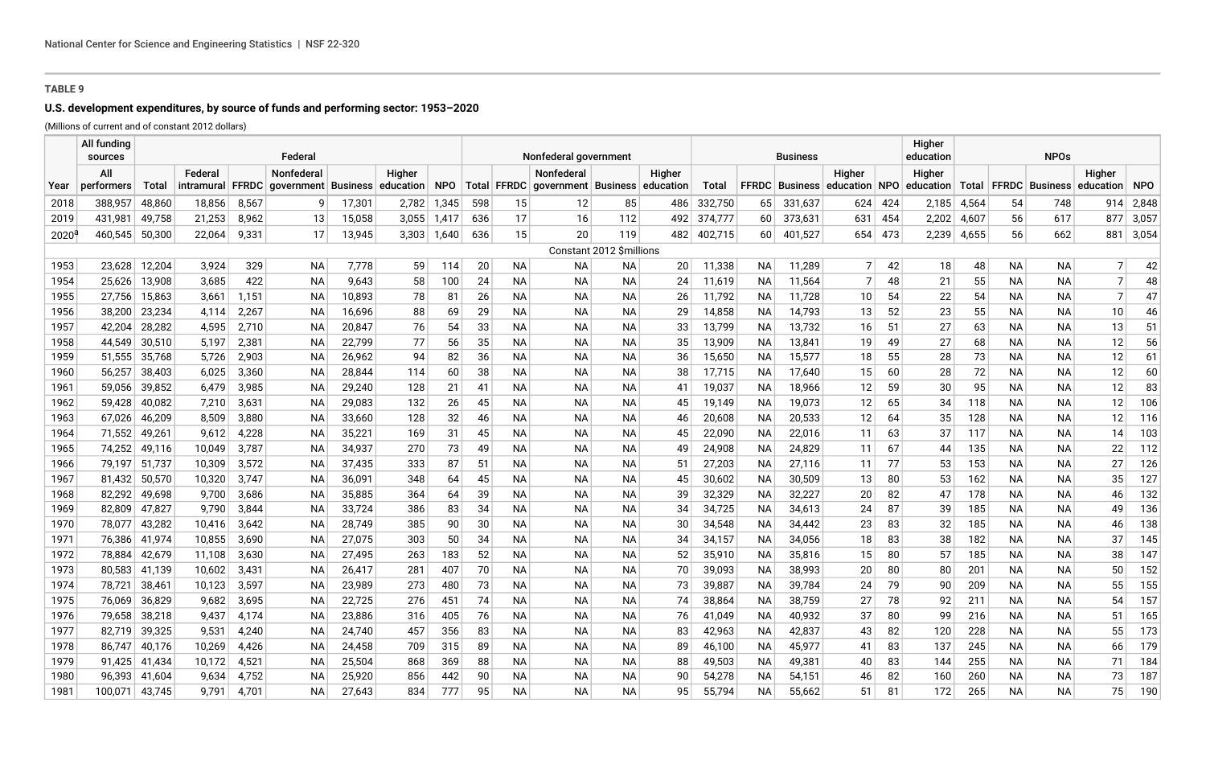**TABLE 9**

**U.S. development expenditures, by source of funds and performing sector: 1953–2020**

(Millions of current and of constant 2012 dollars)

| | All funding sources | Federal | | | | | | | Nonfederal government | | | | | Business | | | | | Higher education | NPOs | | | | |
|---|---|---|---|---|---|---|---|---|---|---|---|---|---|---|---|---|---|---|---|---|---|---|---|---|
| Year | All performers | Total | Federal intramural | FFRDC | Nonfederal government | Business | Higher education | NPO | Total | FFRDC | Nonfederal government | Business | Higher education | Total | FFRDC | Business | Higher education | NPO | Higher education | Total | FFRDC | Business | Higher education | NPO |
| 2018 | 388,957 | 48,860 | 18,856 | 8,567 | 9 | 17,301 | 2,782 | 1,345 | 598 | 15 | 12 | 85 | 486 | 332,750 | 65 | 331,637 | 624 | 424 | 2,185 | 4,564 | 54 | 748 | 914 | 2,848 |
| 2019 | 431,981 | 49,758 | 21,253 | 8,962 | 13 | 15,058 | 3,055 | 1,417 | 636 | 17 | 16 | 112 | 492 | 374,777 | 60 | 373,631 | 631 | 454 | 2,202 | 4,607 | 56 | 617 | 877 | 3,057 |
| 2020[a] | 460,545 | 50,300 | 22,064 | 9,331 | 17 | 13,945 | 3,303 | 1,640 | 636 | 15 | 20 | 119 | 482 | 402,715 | 60 | 401,527 | 654 | 473 | 2,239 | 4,655 | 56 | 662 | 881 | 3,054 |
| | | | | | | | | | | | Constant 2012 $millions | | | | | | | | | | | | | |
| 1953 | 23,628 | 12,204 | 3,924 | 329 | NA | 7,778 | 59 | 114 | 20 | NA | NA | NA | 20 | 11,338 | NA | 11,289 | 7 | 42 | 18 | 48 | NA | NA | 7 | 42 |
| 1954 | 25,626 | 13,908 | 3,685 | 422 | NA | 9,643 | 58 | 100 | 24 | NA | NA | NA | 24 | 11,619 | NA | 11,564 | 7 | 48 | 21 | 55 | NA | NA | 7 | 48 |
| 1955 | 27,756 | 15,863 | 3,661 | 1,151 | NA | 10,893 | 78 | 81 | 26 | NA | NA | NA | 26 | 11,792 | NA | 11,728 | 10 | 54 | 22 | 54 | NA | NA | 7 | 47 |
| 1956 | 38,200 | 23,234 | 4,114 | 2,267 | NA | 16,696 | 88 | 69 | 29 | NA | NA | NA | 29 | 14,858 | NA | 14,793 | 13 | 52 | 23 | 55 | NA | NA | 10 | 46 |
| 1957 | 42,204 | 28,282 | 4,595 | 2,710 | NA | 20,847 | 76 | 54 | 33 | NA | NA | NA | 33 | 13,799 | NA | 13,732 | 16 | 51 | 27 | 63 | NA | NA | 13 | 51 |
| 1958 | 44,549 | 30,510 | 5,197 | 2,381 | NA | 22,799 | 77 | 56 | 35 | NA | NA | NA | 35 | 13,909 | NA | 13,841 | 19 | 49 | 27 | 68 | NA | NA | 12 | 56 |
| 1959 | 51,555 | 35,768 | 5,726 | 2,903 | NA | 26,962 | 94 | 82 | 36 | NA | NA | NA | 36 | 15,650 | NA | 15,577 | 18 | 55 | 28 | 73 | NA | NA | 12 | 61 |
| 1960 | 56,257 | 38,403 | 6,025 | 3,360 | NA | 28,844 | 114 | 60 | 38 | NA | NA | NA | 38 | 17,715 | NA | 17,640 | 15 | 60 | 28 | 72 | NA | NA | 12 | 60 |
| 1961 | 59,056 | 39,852 | 6,479 | 3,985 | NA | 29,240 | 128 | 21 | 41 | NA | NA | NA | 41 | 19,037 | NA | 18,966 | 12 | 59 | 30 | 95 | NA | NA | 12 | 83 |
| 1962 | 59,428 | 40,082 | 7,210 | 3,631 | NA | 29,083 | 132 | 26 | 45 | NA | NA | NA | 45 | 19,149 | NA | 19,073 | 12 | 65 | 34 | 118 | NA | NA | 12 | 106 |
| 1963 | 67,026 | 46,209 | 8,509 | 3,880 | NA | 33,660 | 128 | 32 | 46 | NA | NA | NA | 46 | 20,608 | NA | 20,533 | 12 | 64 | 35 | 128 | NA | NA | 12 | 116 |
| 1964 | 71,552 | 49,261 | 9,612 | 4,228 | NA | 35,221 | 169 | 31 | 45 | NA | NA | NA | 45 | 22,090 | NA | 22,016 | 11 | 63 | 37 | 117 | NA | NA | 14 | 103 |
| 1965 | 74,252 | 49,116 | 10,049 | 3,787 | NA | 34,937 | 270 | 73 | 49 | NA | NA | NA | 49 | 24,908 | NA | 24,829 | 11 | 67 | 44 | 135 | NA | NA | 22 | 112 |
| 1966 | 79,197 | 51,737 | 10,309 | 3,572 | NA | 37,435 | 333 | 87 | 51 | NA | NA | NA | 51 | 27,203 | NA | 27,116 | 11 | 77 | 53 | 153 | NA | NA | 27 | 126 |
| 1967 | 81,432 | 50,570 | 10,320 | 3,747 | NA | 36,091 | 348 | 64 | 45 | NA | NA | NA | 45 | 30,602 | NA | 30,509 | 13 | 80 | 53 | 162 | NA | NA | 35 | 127 |
| 1968 | 82,292 | 49,698 | 9,700 | 3,686 | NA | 35,885 | 364 | 64 | 39 | NA | NA | NA | 39 | 32,329 | NA | 32,227 | 20 | 82 | 47 | 178 | NA | NA | 46 | 132 |
| 1969 | 82,809 | 47,827 | 9,790 | 3,844 | NA | 33,724 | 386 | 83 | 34 | NA | NA | NA | 34 | 34,725 | NA | 34,613 | 24 | 87 | 39 | 185 | NA | NA | 49 | 136 |
| 1970 | 78,077 | 43,282 | 10,416 | 3,642 | NA | 28,749 | 385 | 90 | 30 | NA | NA | NA | 30 | 34,548 | NA | 34,442 | 23 | 83 | 32 | 185 | NA | NA | 46 | 138 |
| 1971 | 76,386 | 41,974 | 10,855 | 3,690 | NA | 27,075 | 303 | 50 | 34 | NA | NA | NA | 34 | 34,157 | NA | 34,056 | 18 | 83 | 38 | 182 | NA | NA | 37 | 145 |
| 1972 | 78,884 | 42,679 | 11,108 | 3,630 | NA | 27,495 | 263 | 183 | 52 | NA | NA | NA | 52 | 35,910 | NA | 35,816 | 15 | 80 | 57 | 185 | NA | NA | 38 | 147 |
| 1973 | 80,583 | 41,139 | 10,602 | 3,431 | NA | 26,417 | 281 | 407 | 70 | NA | NA | NA | 70 | 39,093 | NA | 38,993 | 20 | 80 | 80 | 201 | NA | NA | 50 | 152 |
| 1974 | 78,721 | 38,461 | 10,123 | 3,597 | NA | 23,989 | 273 | 480 | 73 | NA | NA | NA | 73 | 39,887 | NA | 39,784 | 24 | 79 | 90 | 209 | NA | NA | 55 | 155 |
| 1975 | 76,069 | 36,829 | 9,682 | 3,695 | NA | 22,725 | 276 | 451 | 74 | NA | NA | NA | 74 | 38,864 | NA | 38,759 | 27 | 78 | 92 | 211 | NA | NA | 54 | 157 |
| 1976 | 79,658 | 38,218 | 9,437 | 4,174 | NA | 23,886 | 316 | 405 | 76 | NA | NA | NA | 76 | 41,049 | NA | 40,932 | 37 | 80 | 99 | 216 | NA | NA | 51 | 165 |
| 1977 | 82,719 | 39,325 | 9,531 | 4,240 | NA | 24,740 | 457 | 356 | 83 | NA | NA | NA | 83 | 42,963 | NA | 42,837 | 43 | 82 | 120 | 228 | NA | NA | 55 | 173 |
| 1978 | 86,747 | 40,176 | 10,269 | 4,426 | NA | 24,458 | 709 | 315 | 89 | NA | NA | NA | 89 | 46,100 | NA | 45,977 | 41 | 83 | 137 | 245 | NA | NA | 66 | 179 |
| 1979 | 91,425 | 41,434 | 10,172 | 4,521 | NA | 25,504 | 868 | 369 | 88 | NA | NA | NA | 88 | 49,503 | NA | 49,381 | 40 | 83 | 144 | 255 | NA | NA | 71 | 184 |
| 1980 | 96,393 | 41,604 | 9,634 | 4,752 | NA | 25,920 | 856 | 442 | 90 | NA | NA | NA | 90 | 54,278 | NA | 54,151 | 46 | 82 | 160 | 260 | NA | NA | 73 | 187 |
| 1981 | 100,071 | 43,745 | 9,791 | 4,701 | NA | 27,643 | 834 | 777 | 95 | NA | NA | NA | 95 | 55,794 | NA | 55,662 | 51 | 81 | 172 | 265 | NA | NA | 75 | 190 |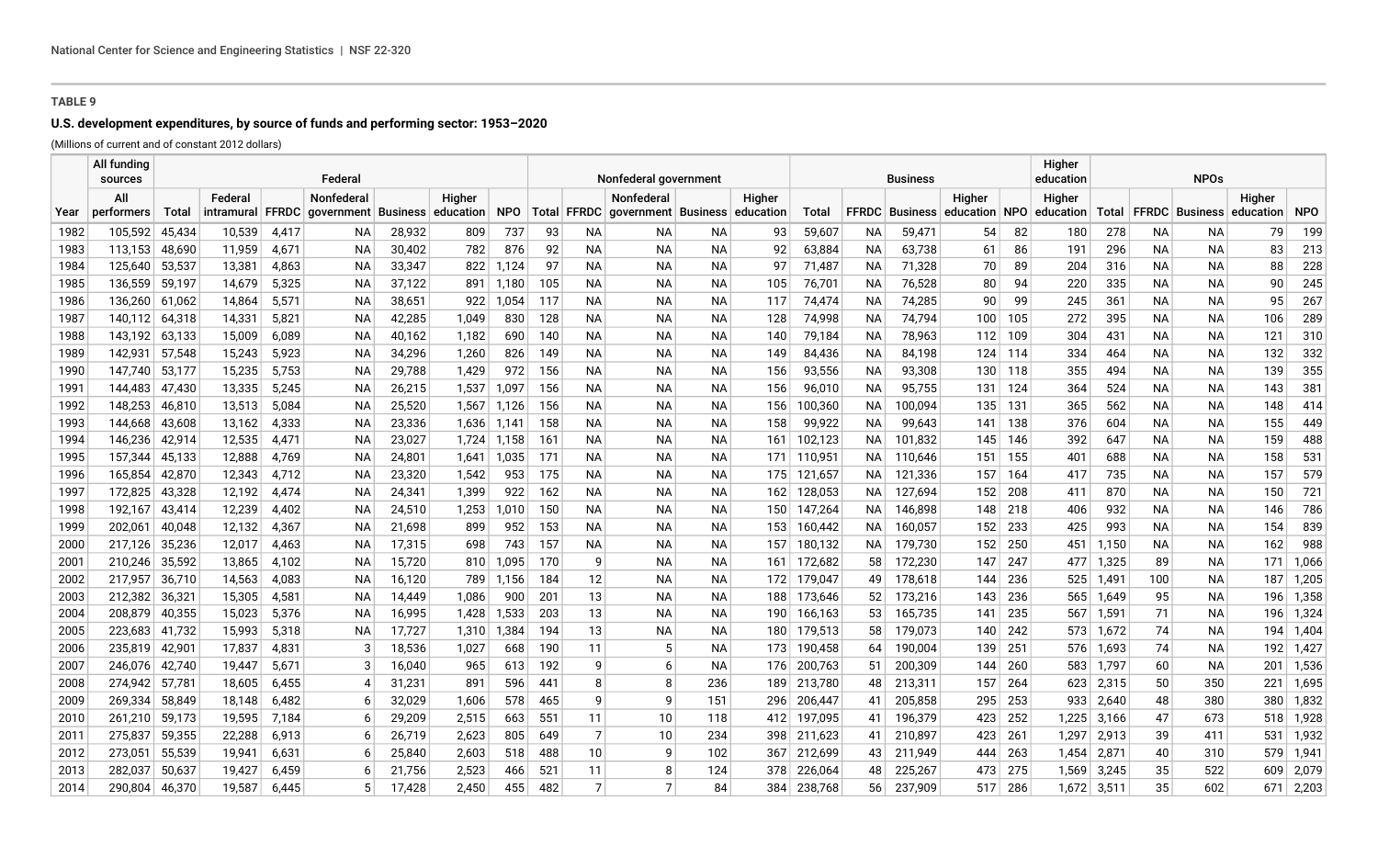**TABLE 9**

**U.S. development expenditures, by source of funds and performing sector: 1953–2020**

(Millions of current and of constant 2012 dollars)

| | All funding sources | Federal | | | | | | | Nonfederal government | | | | | Business | | | | | Higher education | NPOs | | | | |
|---|---|---|---|---|---|---|---|---|---|---|---|---|---|---|---|---|---|---|---|---|---|---|---|---|
| Year | All performers | Total | Federal intramural | FFRDC | Nonfederal government | Business | Higher education | NPO | Total | FFRDC | Nonfederal government | Business | Higher education | Total | FFRDC | Business | Higher education | NPO | Higher education | Total | FFRDC | Business | Higher education | NPO |
| 1982 | 105,592 | 45,434 | 10,539 | 4,417 | NA | 28,932 | 809 | 737 | 93 | NA | NA | NA | 93 | 59,607 | NA | 59,471 | 54 | 82 | 180 | 278 | NA | NA | 79 | 199 |
| 1983 | 113,153 | 48,690 | 11,959 | 4,671 | NA | 30,402 | 782 | 876 | 92 | NA | NA | NA | 92 | 63,884 | NA | 63,738 | 61 | 86 | 191 | 296 | NA | NA | 83 | 213 |
| 1984 | 125,640 | 53,537 | 13,381 | 4,863 | NA | 33,347 | 822 | 1,124 | 97 | NA | NA | NA | 97 | 71,487 | NA | 71,328 | 70 | 89 | 204 | 316 | NA | NA | 88 | 228 |
| 1985 | 136,559 | 59,197 | 14,679 | 5,325 | NA | 37,122 | 891 | 1,180 | 105 | NA | NA | NA | 105 | 76,701 | NA | 76,528 | 80 | 94 | 220 | 335 | NA | NA | 90 | 245 |
| 1986 | 136,260 | 61,062 | 14,864 | 5,571 | NA | 38,651 | 922 | 1,054 | 117 | NA | NA | NA | 117 | 74,474 | NA | 74,285 | 90 | 99 | 245 | 361 | NA | NA | 95 | 267 |
| 1987 | 140,112 | 64,318 | 14,331 | 5,821 | NA | 42,285 | 1,049 | 830 | 128 | NA | NA | NA | 128 | 74,998 | NA | 74,794 | 100 | 105 | 272 | 395 | NA | NA | 106 | 289 |
| 1988 | 143,192 | 63,133 | 15,009 | 6,089 | NA | 40,162 | 1,182 | 690 | 140 | NA | NA | NA | 140 | 79,184 | NA | 78,963 | 112 | 109 | 304 | 431 | NA | NA | 121 | 310 |
| 1989 | 142,931 | 57,548 | 15,243 | 5,923 | NA | 34,296 | 1,260 | 826 | 149 | NA | NA | NA | 149 | 84,436 | NA | 84,198 | 124 | 114 | 334 | 464 | NA | NA | 132 | 332 |
| 1990 | 147,740 | 53,177 | 15,235 | 5,753 | NA | 29,788 | 1,429 | 972 | 156 | NA | NA | NA | 156 | 93,556 | NA | 93,308 | 130 | 118 | 355 | 494 | NA | NA | 139 | 355 |
| 1991 | 144,483 | 47,430 | 13,335 | 5,245 | NA | 26,215 | 1,537 | 1,097 | 156 | NA | NA | NA | 156 | 96,010 | NA | 95,755 | 131 | 124 | 364 | 524 | NA | NA | 143 | 381 |
| 1992 | 148,253 | 46,810 | 13,513 | 5,084 | NA | 25,520 | 1,567 | 1,126 | 156 | NA | NA | NA | 156 | 100,360 | NA | 100,094 | 135 | 131 | 365 | 562 | NA | NA | 148 | 414 |
| 1993 | 144,668 | 43,608 | 13,162 | 4,333 | NA | 23,336 | 1,636 | 1,141 | 158 | NA | NA | NA | 158 | 99,922 | NA | 99,643 | 141 | 138 | 376 | 604 | NA | NA | 155 | 449 |
| 1994 | 146,236 | 42,914 | 12,535 | 4,471 | NA | 23,027 | 1,724 | 1,158 | 161 | NA | NA | NA | 161 | 102,123 | NA | 101,832 | 145 | 146 | 392 | 647 | NA | NA | 159 | 488 |
| 1995 | 157,344 | 45,133 | 12,888 | 4,769 | NA | 24,801 | 1,641 | 1,035 | 171 | NA | NA | NA | 171 | 110,951 | NA | 110,646 | 151 | 155 | 401 | 688 | NA | NA | 158 | 531 |
| 1996 | 165,854 | 42,870 | 12,343 | 4,712 | NA | 23,320 | 1,542 | 953 | 175 | NA | NA | NA | 175 | 121,657 | NA | 121,336 | 157 | 164 | 417 | 735 | NA | NA | 157 | 579 |
| 1997 | 172,825 | 43,328 | 12,192 | 4,474 | NA | 24,341 | 1,399 | 922 | 162 | NA | NA | NA | 162 | 128,053 | NA | 127,694 | 152 | 208 | 411 | 870 | NA | NA | 150 | 721 |
| 1998 | 192,167 | 43,414 | 12,239 | 4,402 | NA | 24,510 | 1,253 | 1,010 | 150 | NA | NA | NA | 150 | 147,264 | NA | 146,898 | 148 | 218 | 406 | 932 | NA | NA | 146 | 786 |
| 1999 | 202,061 | 40,048 | 12,132 | 4,367 | NA | 21,698 | 899 | 952 | 153 | NA | NA | NA | 153 | 160,442 | NA | 160,057 | 152 | 233 | 425 | 993 | NA | NA | 154 | 839 |
| 2000 | 217,126 | 35,236 | 12,017 | 4,463 | NA | 17,315 | 698 | 743 | 157 | NA | NA | NA | 157 | 180,132 | NA | 179,730 | 152 | 250 | 451 | 1,150 | NA | NA | 162 | 988 |
| 2001 | 210,246 | 35,592 | 13,865 | 4,102 | NA | 15,720 | 810 | 1,095 | 170 | 9 | NA | NA | 161 | 172,682 | 58 | 172,230 | 147 | 247 | 477 | 1,325 | 89 | NA | 171 | 1,066 |
| 2002 | 217,957 | 36,710 | 14,563 | 4,083 | NA | 16,120 | 789 | 1,156 | 184 | 12 | NA | NA | 172 | 179,047 | 49 | 178,618 | 144 | 236 | 525 | 1,491 | 100 | NA | 187 | 1,205 |
| 2003 | 212,382 | 36,321 | 15,305 | 4,581 | NA | 14,449 | 1,086 | 900 | 201 | 13 | NA | NA | 188 | 173,646 | 52 | 173,216 | 143 | 236 | 565 | 1,649 | 95 | NA | 196 | 1,358 |
| 2004 | 208,879 | 40,355 | 15,023 | 5,376 | NA | 16,995 | 1,428 | 1,533 | 203 | 13 | NA | NA | 190 | 166,163 | 53 | 165,735 | 141 | 235 | 567 | 1,591 | 71 | NA | 196 | 1,324 |
| 2005 | 223,683 | 41,732 | 15,993 | 5,318 | NA | 17,727 | 1,310 | 1,384 | 194 | 13 | NA | NA | 180 | 179,513 | 58 | 179,073 | 140 | 242 | 573 | 1,672 | 74 | NA | 194 | 1,404 |
| 2006 | 235,819 | 42,901 | 17,837 | 4,831 | 3 | 18,536 | 1,027 | 668 | 190 | 11 | 5 | NA | 173 | 190,458 | 64 | 190,004 | 139 | 251 | 576 | 1,693 | 74 | NA | 192 | 1,427 |
| 2007 | 246,076 | 42,740 | 19,447 | 5,671 | 3 | 16,040 | 965 | 613 | 192 | 9 | 6 | NA | 176 | 200,763 | 51 | 200,309 | 144 | 260 | 583 | 1,797 | 60 | NA | 201 | 1,536 |
| 2008 | 274,942 | 57,781 | 18,605 | 6,455 | 4 | 31,231 | 891 | 596 | 441 | 8 | 8 | 236 | 189 | 213,780 | 48 | 213,311 | 157 | 264 | 623 | 2,315 | 50 | 350 | 221 | 1,695 |
| 2009 | 269,334 | 58,849 | 18,148 | 6,482 | 6 | 32,029 | 1,606 | 578 | 465 | 9 | 9 | 151 | 296 | 206,447 | 41 | 205,858 | 295 | 253 | 933 | 2,640 | 48 | 380 | 380 | 1,832 |
| 2010 | 261,210 | 59,173 | 19,595 | 7,184 | 6 | 29,209 | 2,515 | 663 | 551 | 11 | 10 | 118 | 412 | 197,095 | 41 | 196,379 | 423 | 252 | 1,225 | 3,166 | 47 | 673 | 518 | 1,928 |
| 2011 | 275,837 | 59,355 | 22,288 | 6,913 | 6 | 26,719 | 2,623 | 805 | 649 | 7 | 10 | 234 | 398 | 211,623 | 41 | 210,897 | 423 | 261 | 1,297 | 2,913 | 39 | 411 | 531 | 1,932 |
| 2012 | 273,051 | 55,539 | 19,941 | 6,631 | 6 | 25,840 | 2,603 | 518 | 488 | 10 | 9 | 102 | 367 | 212,699 | 43 | 211,949 | 444 | 263 | 1,454 | 2,871 | 40 | 310 | 579 | 1,941 |
| 2013 | 282,037 | 50,637 | 19,427 | 6,459 | 6 | 21,756 | 2,523 | 466 | 521 | 11 | 8 | 124 | 378 | 226,064 | 48 | 225,267 | 473 | 275 | 1,569 | 3,245 | 35 | 522 | 609 | 2,079 |
| 2014 | 290,804 | 46,370 | 19,587 | 6,445 | 5 | 17,428 | 2,450 | 455 | 482 | 7 | 7 | 84 | 384 | 238,768 | 56 | 237,909 | 517 | 286 | 1,672 | 3,511 | 35 | 602 | 671 | 2,203 |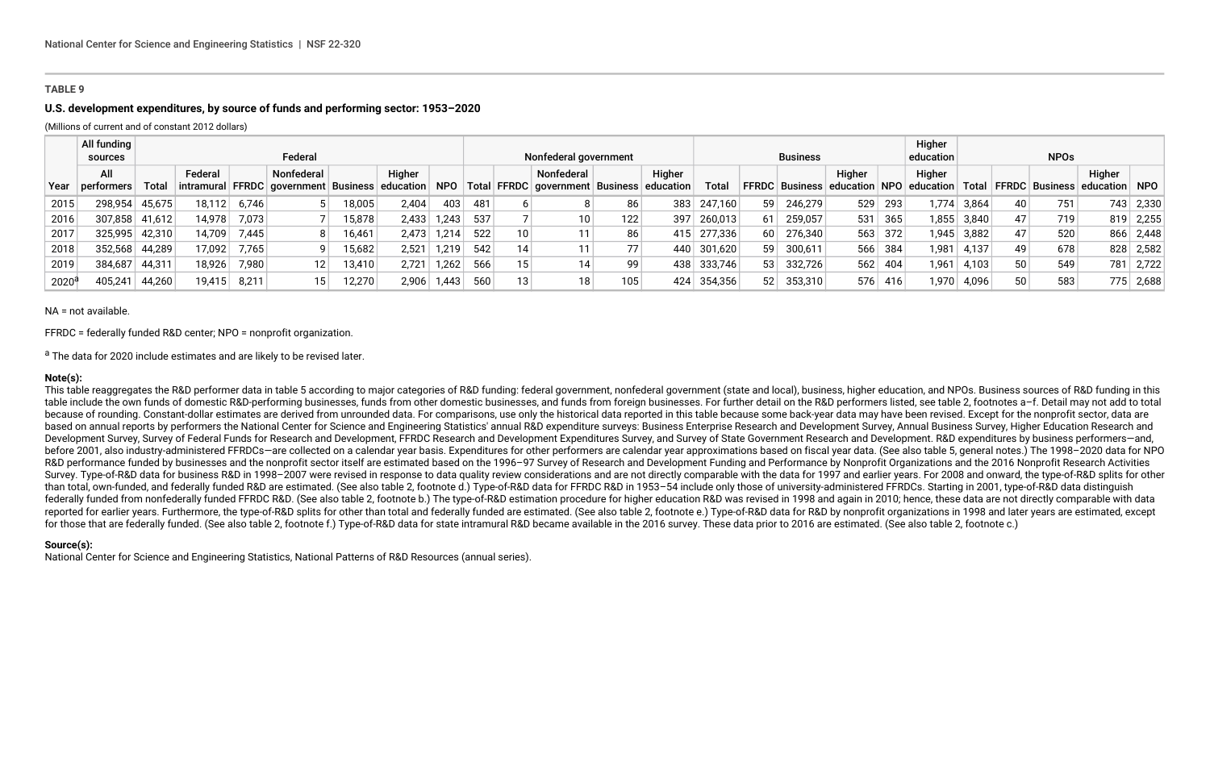**TABLE 9**

**U.S. development expenditures, by source of funds and performing sector: 1953–2020**

(Millions of current and of constant 2012 dollars)

| Year | All funding sources | Federal | | | | | | | Nonfederal government | | | | | Business | | | | | Higher education | NPOs | | | | |
|---|---|---|---|---|---|---|---|---|---|---|---|---|---|---|---|---|---|---|---|---|---|---|---|---|
| | All performers | Total | Federal intramural | FFRDC | Nonfederal government | Business | Higher education | NPO | Total | FFRDC | Nonfederal government | Business | Higher education | Total | FFRDC | Business | Higher education | NPO | Higher education | Total | FFRDC | Business | Higher education | NPO |
| 2015 | 298,954 | 45,675 | 18,112 | 6,746 | 5 | 18,005 | 2,404 | 403 | 481 | 6 | 8 | 86 | 383 | 247,160 | 59 | 246,279 | 529 | 293 | 1,774 | 3,864 | 40 | 751 | 743 | 2,330 |
| 2016 | 307,858 | 41,612 | 14,978 | 7,073 | 7 | 15,878 | 2,433 | 1,243 | 537 | 7 | 10 | 122 | 397 | 260,013 | 61 | 259,057 | 531 | 365 | 1,855 | 3,840 | 47 | 719 | 819 | 2,255 |
| 2017 | 325,995 | 42,310 | 14,709 | 7,445 | 8 | 16,461 | 2,473 | 1,214 | 522 | 10 | 11 | 86 | 415 | 277,336 | 60 | 276,340 | 563 | 372 | 1,945 | 3,882 | 47 | 520 | 866 | 2,448 |
| 2018 | 352,568 | 44,289 | 17,092 | 7,765 | 9 | 15,682 | 2,521 | 1,219 | 542 | 14 | 11 | 77 | 440 | 301,620 | 59 | 300,611 | 566 | 384 | 1,981 | 4,137 | 49 | 678 | 828 | 2,582 |
| 2019 | 384,687 | 44,311 | 18,926 | 7,980 | 12 | 13,410 | 2,721 | 1,262 | 566 | 15 | 14 | 99 | 438 | 333,746 | 53 | 332,726 | 562 | 404 | 1,961 | 4,103 | 50 | 549 | 781 | 2,722 |
| 2020[a] | 405,241 | 44,260 | 19,415 | 8,211 | 15 | 12,270 | 2,906 | 1,443 | 560 | 13 | 18 | 105 | 424 | 354,356 | 52 | 353,310 | 576 | 416 | 1,970 | 4,096 | 50 | 583 | 775 | 2,688 |

NA = not available.

FFRDC = federally funded R&D center; NPO = nonprofit organization.

[a] The data for 2020 include estimates and are likely to be revised later.

**Note(s):**

This table reaggregates the R&D performer data in table 5 according to major categories of R&D funding: federal government, nonfederal government (state and local), business, higher education, and NPOs. Business sources of R&D funding in this table include the own funds of domestic R&D-performing businesses, funds from other domestic businesses, and funds from foreign businesses. For further detail on the R&D performers listed, see table 2, footnotes a–f. Detail may not add to total because of rounding. Constant-dollar estimates are derived from unrounded data. For comparisons, use only the historical data reported in this table because some back-year data may have been revised. Except for the nonprofit sector, data are based on annual reports by performers the National Center for Science and Engineering Statistics' annual R&D expenditure surveys: Business Enterprise Research and Development Survey, Annual Business Survey, Higher Education Research and Development Survey, Survey of Federal Funds for Research and Development, FFRDC Research and Development Expenditures Survey, and Survey of State Government Research and Development. R&D expenditures by business performers—and, before 2001, also industry-administered FFRDCs—are collected on a calendar year basis. Expenditures for other performers are calendar year approximations based on fiscal year data. (See also table 5, general notes.) The 1998–2020 data for NPO R&D performance funded by businesses and the nonprofit sector itself are estimated based on the 1996–97 Survey of Research and Development Funding and Performance by Nonprofit Organizations and the 2016 Nonprofit Research Activities Survey. Type-of-R&D data for business R&D in 1998–2007 were revised in response to data quality review considerations and are not directly comparable with the data for 1997 and earlier years. For 2008 and onward, the type-of-R&D splits for other than total, own-funded, and federally funded R&D are estimated. (See also table 2, footnote d.) Type-of-R&D data for FFRDC R&D in 1953–54 include only those of university-administered FFRDCs. Starting in 2001, type-of-R&D data distinguish federally funded from nonfederally funded FFRDC R&D. (See also table 2, footnote b.) The type-of-R&D estimation procedure for higher education R&D was revised in 1998 and again in 2010; hence, these data are not directly comparable with data reported for earlier years. Furthermore, the type-of-R&D splits for other than total and federally funded are estimated. (See also table 2, footnote e.) Type-of-R&D data for R&D by nonprofit organizations in 1998 and later years are estimated, except for those that are federally funded. (See also table 2, footnote f.) Type-of-R&D data for state intramural R&D became available in the 2016 survey. These data prior to 2016 are estimated. (See also table 2, footnote c.)

**Source(s):**

National Center for Science and Engineering Statistics, National Patterns of R&D Resources (annual series).